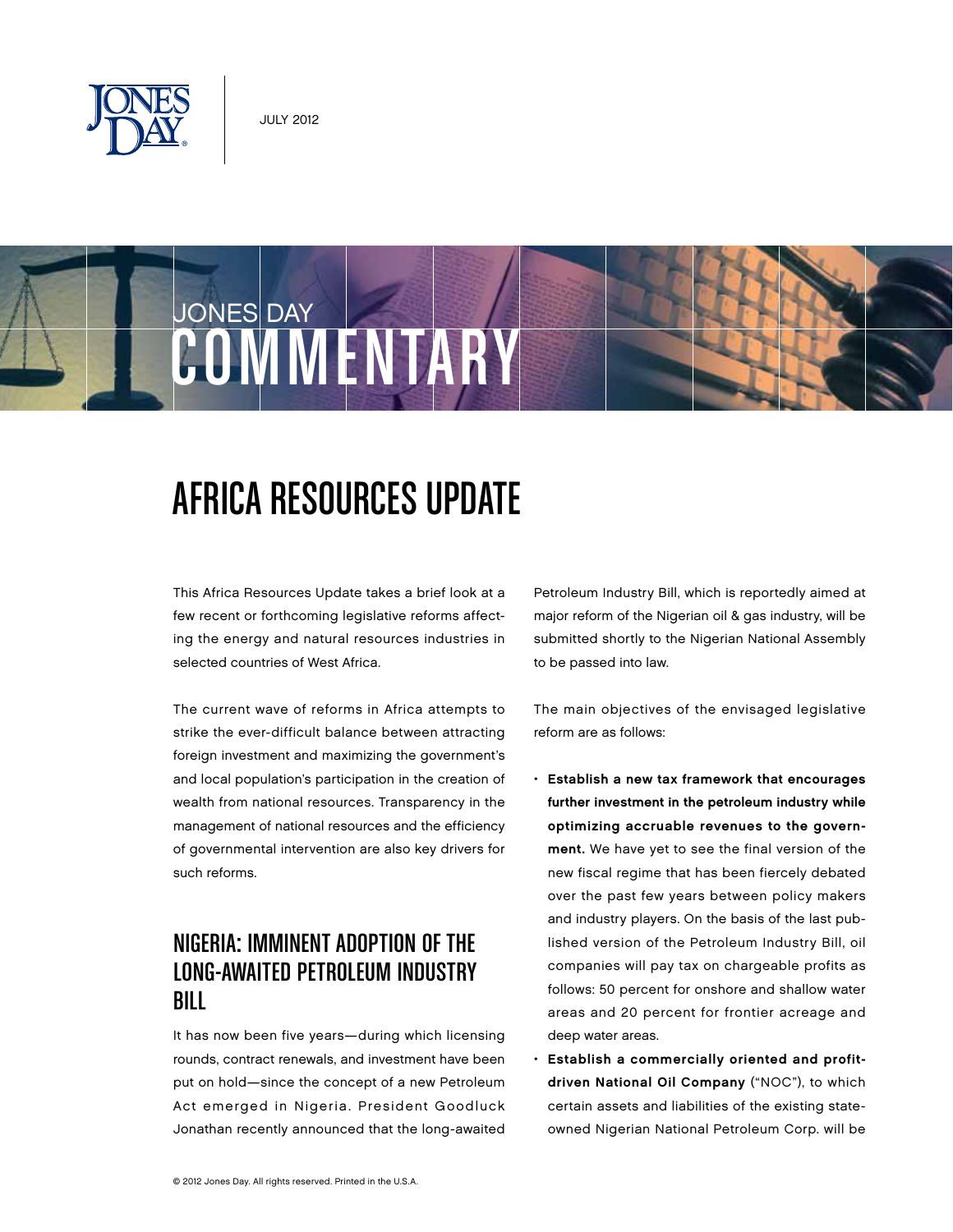JULY 2012

# AFRICA RESOURCES UPDATE

This Africa Resources Update takes a brief look at a few recent or forthcoming legislative reforms affecting the energy and natural resources industries in selected countries of West Africa.

The current wave of reforms in Africa attempts to strike the ever-difficult balance between attracting foreign investment and maximizing the government's and local population's participation in the creation of wealth from national resources. Transparency in the management of national resources and the efficiency of governmental intervention are also key drivers for such reforms.

## NIGERIA: IMMINENT ADOPTION OF THE LONG-AWAITED PETROLEUM INDUSTRY BILL

It has now been five years—during which licensing rounds, contract renewals, and investment have been put on hold—since the concept of a new Petroleum Act emerged in Nigeria. President Goodluck Jonathan recently announced that the long-awaited Petroleum Industry Bill, which is reportedly aimed at major reform of the Nigerian oil & gas industry, will be submitted shortly to the Nigerian National Assembly to be passed into law.

The main objectives of the envisaged legislative reform are as follows:

- **Establish a new tax framework that encourages further investment in the petroleum industry while optimizing accruable revenues to the government.** We have yet to see the final version of the new fiscal regime that has been fiercely debated over the past few years between policy makers and industry players. On the basis of the last published version of the Petroleum Industry Bill, oil companies will pay tax on chargeable profits as follows: 50 percent for onshore and shallow water areas and 20 percent for frontier acreage and deep water areas.
- **Establish a commercially oriented and profit-driven National Oil Company** ("NOC"), to which certain assets and liabilities of the existing state-owned Nigerian National Petroleum Corp. will be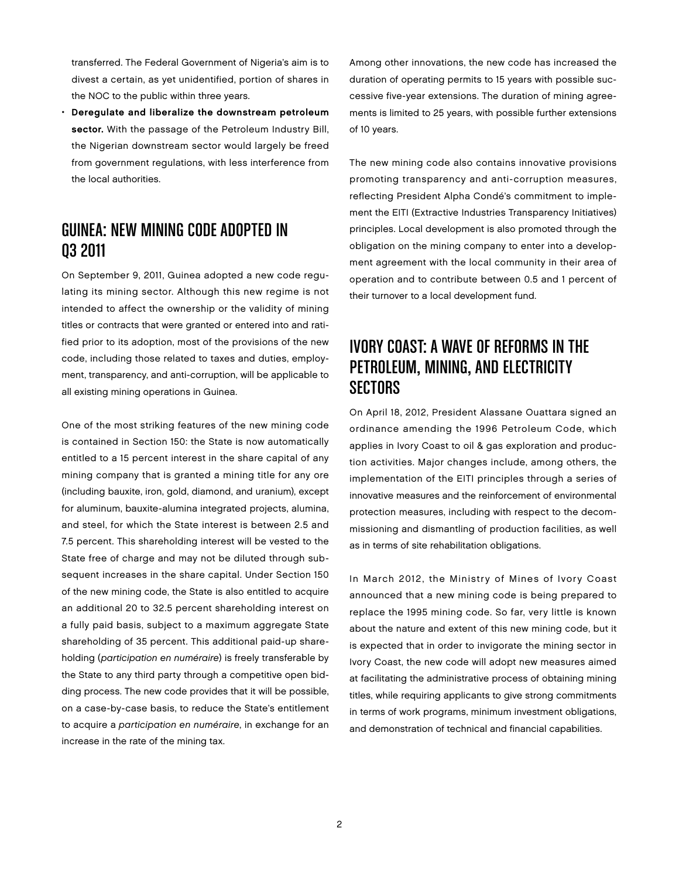transferred. The Federal Government of Nigeria's aim is to divest a certain, as yet unidentified, portion of shares in the NOC to the public within three years.

- **Deregulate and liberalize the downstream petroleum sector.** With the passage of the Petroleum Industry Bill, the Nigerian downstream sector would largely be freed from government regulations, with less interference from the local authorities.

## GUINEA: NEW MINING CODE ADOPTED IN Q3 2011

On September 9, 2011, Guinea adopted a new code regulating its mining sector. Although this new regime is not intended to affect the ownership or the validity of mining titles or contracts that were granted or entered into and ratified prior to its adoption, most of the provisions of the new code, including those related to taxes and duties, employment, transparency, and anti-corruption, will be applicable to all existing mining operations in Guinea.

One of the most striking features of the new mining code is contained in Section 150: the State is now automatically entitled to a 15 percent interest in the share capital of any mining company that is granted a mining title for any ore (including bauxite, iron, gold, diamond, and uranium), except for aluminum, bauxite-alumina integrated projects, alumina, and steel, for which the State interest is between 2.5 and 7.5 percent. This shareholding interest will be vested to the State free of charge and may not be diluted through subsequent increases in the share capital. Under Section 150 of the new mining code, the State is also entitled to acquire an additional 20 to 32.5 percent shareholding interest on a fully paid basis, subject to a maximum aggregate State shareholding of 35 percent. This additional paid-up shareholding (*participation en numéraire*) is freely transferable by the State to any third party through a competitive open bidding process. The new code provides that it will be possible, on a case-by-case basis, to reduce the State's entitlement to acquire a *participation en numéraire*, in exchange for an increase in the rate of the mining tax.

Among other innovations, the new code has increased the duration of operating permits to 15 years with possible successive five-year extensions. The duration of mining agreements is limited to 25 years, with possible further extensions of 10 years.

The new mining code also contains innovative provisions promoting transparency and anti-corruption measures, reflecting President Alpha Condé's commitment to implement the EITI (Extractive Industries Transparency Initiatives) principles. Local development is also promoted through the obligation on the mining company to enter into a development agreement with the local community in their area of operation and to contribute between 0.5 and 1 percent of their turnover to a local development fund.

## IVORY COAST: A WAVE OF REFORMS IN THE PETROLEUM, MINING, AND ELECTRICITY SECTORS

On April 18, 2012, President Alassane Ouattara signed an ordinance amending the 1996 Petroleum Code, which applies in Ivory Coast to oil & gas exploration and production activities. Major changes include, among others, the implementation of the EITI principles through a series of innovative measures and the reinforcement of environmental protection measures, including with respect to the decommissioning and dismantling of production facilities, as well as in terms of site rehabilitation obligations.

In March 2012, the Ministry of Mines of Ivory Coast announced that a new mining code is being prepared to replace the 1995 mining code. So far, very little is known about the nature and extent of this new mining code, but it is expected that in order to invigorate the mining sector in Ivory Coast, the new code will adopt new measures aimed at facilitating the administrative process of obtaining mining titles, while requiring applicants to give strong commitments in terms of work programs, minimum investment obligations, and demonstration of technical and financial capabilities.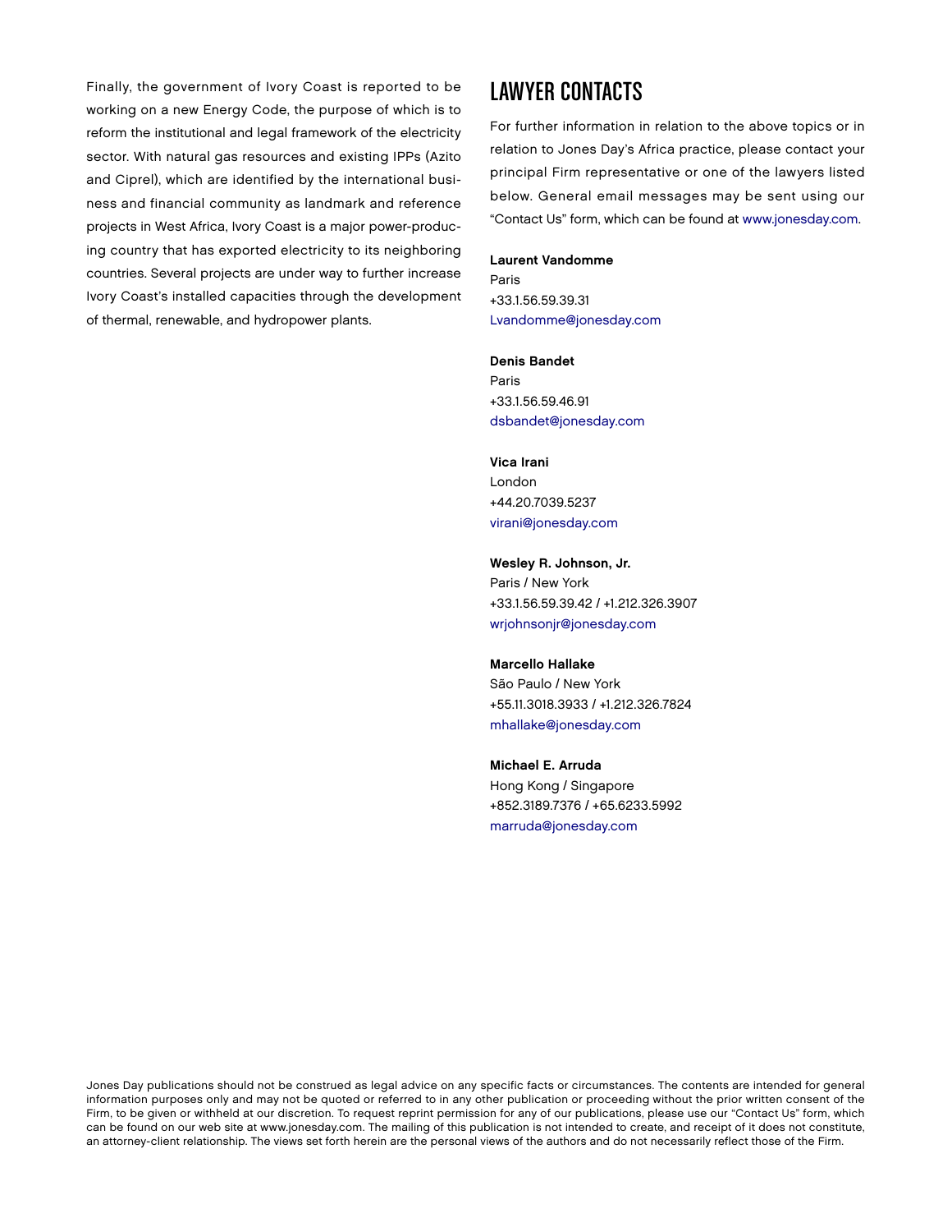Finally, the government of Ivory Coast is reported to be working on a new Energy Code, the purpose of which is to reform the institutional and legal framework of the electricity sector. With natural gas resources and existing IPPs (Azito and Ciprel), which are identified by the international business and financial community as landmark and reference projects in West Africa, Ivory Coast is a major power-producing country that has exported electricity to its neighboring countries. Several projects are under way to further increase Ivory Coast's installed capacities through the development of thermal, renewable, and hydropower plants.

## LAWYER CONTACTS

For further information in relation to the above topics or in relation to Jones Day's Africa practice, please contact your principal Firm representative or one of the lawyers listed below. General email messages may be sent using our "Contact Us" form, which can be found at www.jonesday.com.

**Laurent Vandomme**
Paris
+33.1.56.59.39.31
Lvandomme@jonesday.com

**Denis Bandet**
Paris
+33.1.56.59.46.91
dsbandet@jonesday.com

**Vica Irani**
London
+44.20.7039.5237
virani@jonesday.com

**Wesley R. Johnson, Jr.**
Paris / New York
+33.1.56.59.39.42 / +1.212.326.3907
wrjohnsonjr@jonesday.com

**Marcello Hallake**
São Paulo / New York
+55.11.3018.3933 / +1.212.326.7824
mhallake@jonesday.com

**Michael E. Arruda**
Hong Kong / Singapore
+852.3189.7376 / +65.6233.5992
marruda@jonesday.com

Jones Day publications should not be construed as legal advice on any specific facts or circumstances. The contents are intended for general information purposes only and may not be quoted or referred to in any other publication or proceeding without the prior written consent of the Firm, to be given or withheld at our discretion. To request reprint permission for any of our publications, please use our "Contact Us" form, which can be found on our web site at www.jonesday.com. The mailing of this publication is not intended to create, and receipt of it does not constitute, an attorney-client relationship. The views set forth herein are the personal views of the authors and do not necessarily reflect those of the Firm.